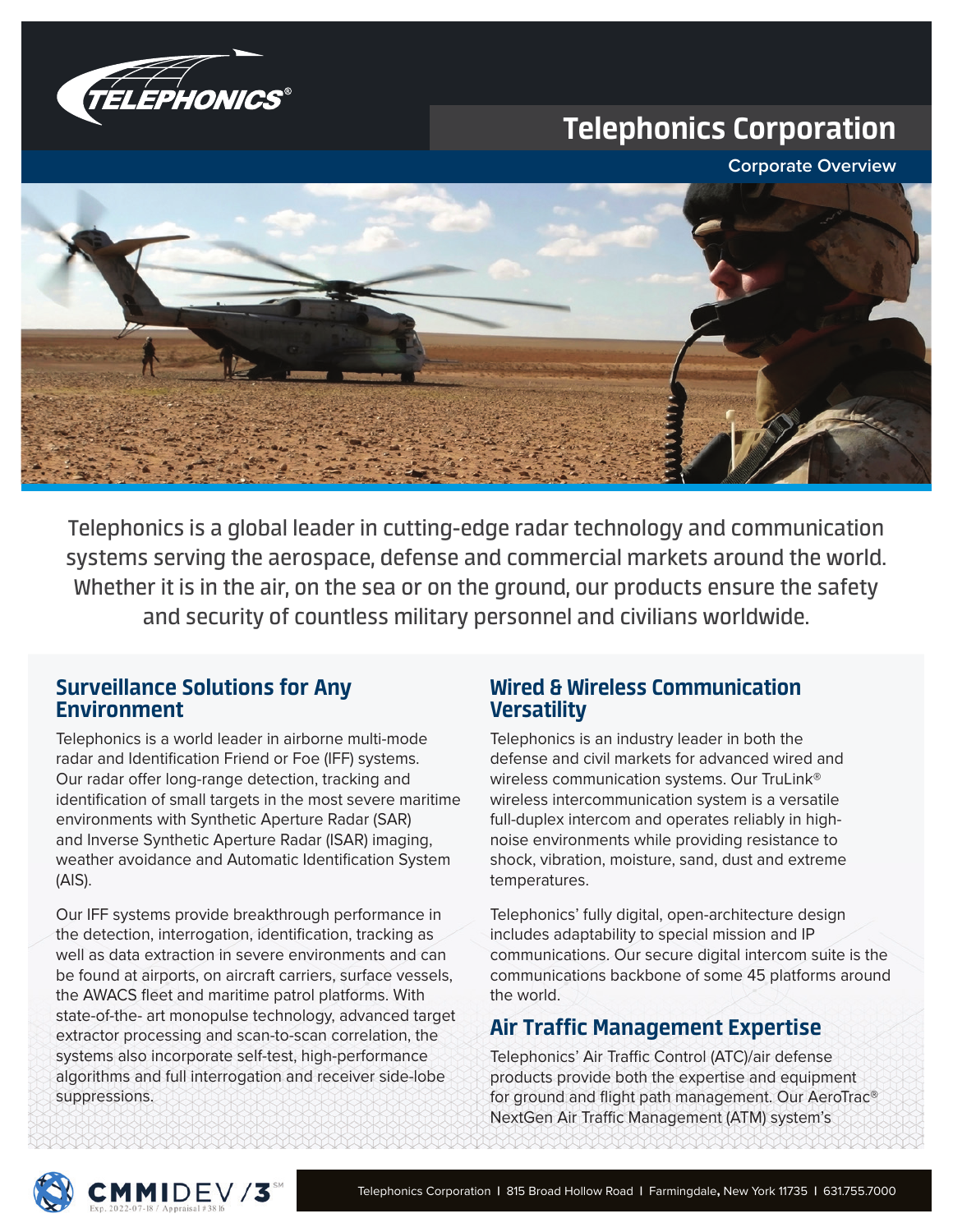# Telephonics Corporation

Corporate Overview

Telephonics is a global leader in cutting-edge radar technology and communication systems serving the aerospace, defense and commercial markets around the world. Whether it is in the air, on the sea or on the ground, our products ensure the safety and security of countless military personnel and civilians worldwide.

## Surveillance Solutions for Any Environment

Telephonics is a world leader in airborne multi-mode radar and Identification Friend or Foe (IFF) systems. Our radar offer long-range detection, tracking and identification of small targets in the most severe maritime environments with Synthetic Aperture Radar (SAR) and Inverse Synthetic Aperture Radar (ISAR) imaging, weather avoidance and Automatic Identification System (AIS).

Our IFF systems provide breakthrough performance in the detection, interrogation, identification, tracking as well as data extraction in severe environments and can be found at airports, on aircraft carriers, surface vessels, the AWACS fleet and maritime patrol platforms. With state-of-the- art monopulse technology, advanced target extractor processing and scan-to-scan correlation, the systems also incorporate self-test, high-performance algorithms and full interrogation and receiver side-lobe suppressions.

## Wired & Wireless Communication Versatility

Telephonics is an industry leader in both the defense and civil markets for advanced wired and wireless communication systems. Our TruLink® wireless intercommunication system is a versatile full-duplex intercom and operates reliably in high-noise environments while providing resistance to shock, vibration, moisture, sand, dust and extreme temperatures.

Telephonics' fully digital, open-architecture design includes adaptability to special mission and IP communications. Our secure digital intercom suite is the communications backbone of some 45 platforms around the world.

## Air Traffic Management Expertise

Telephonics' Air Traffic Control (ATC)/air defense products provide both the expertise and equipment for ground and flight path management. Our AeroTrac® NextGen Air Traffic Management (ATM) system's

CMMIDEV/3 SM Exp. 2022-07-18 / Appraisal #38 16

Telephonics Corporation | 815 Broad Hollow Road | Farmingdale, New York 11735 | 631.755.7000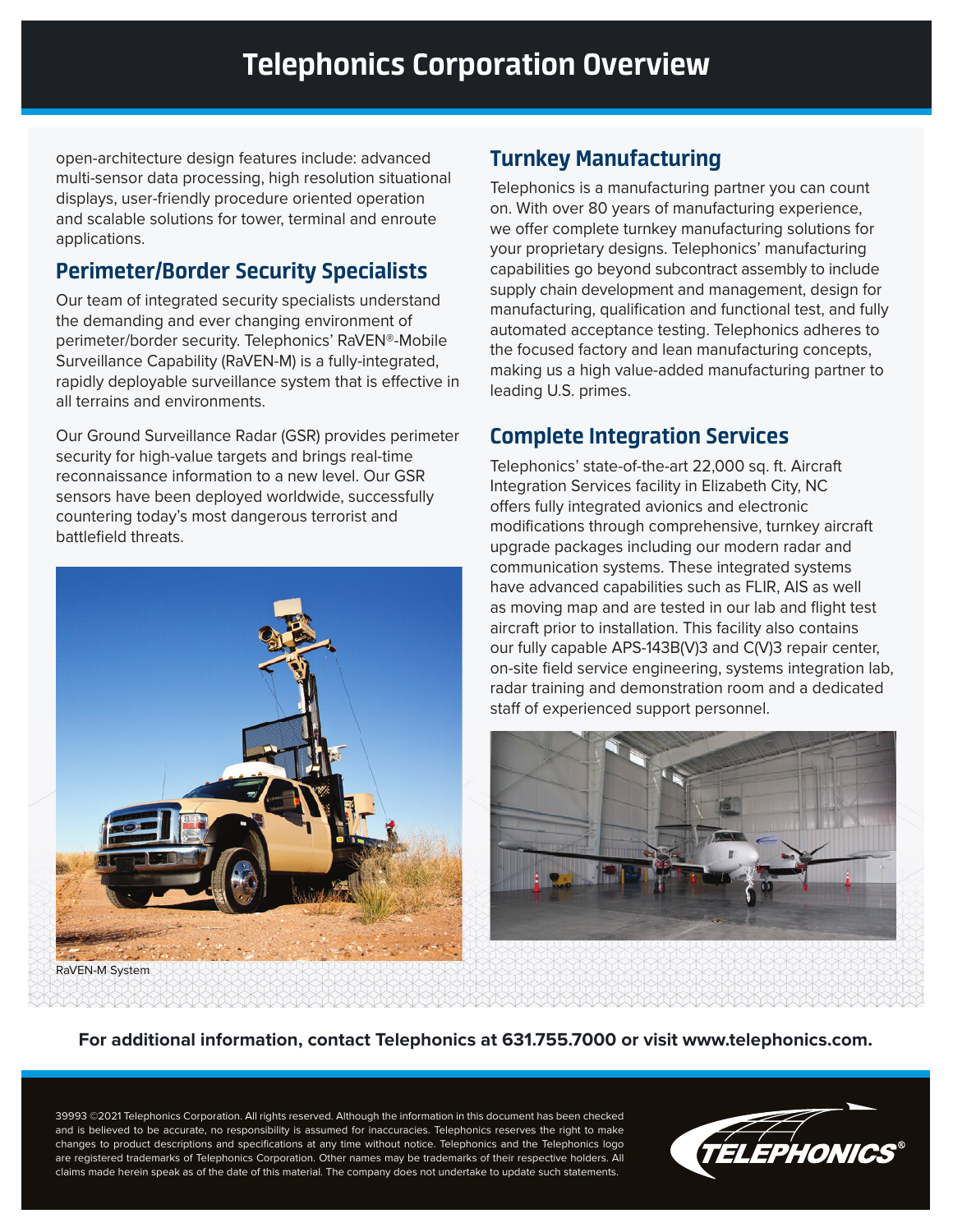open-architecture design features include: advanced multi-sensor data processing, high resolution situational displays, user-friendly procedure oriented operation and scalable solutions for tower, terminal and enroute applications.

## Perimeter/Border Security Specialists

Our team of integrated security specialists understand the demanding and ever changing environment of perimeter/border security. Telephonics' RaVEN®-Mobile Surveillance Capability (RaVEN-M) is a fully-integrated, rapidly deployable surveillance system that is effective in all terrains and environments.

Our Ground Surveillance Radar (GSR) provides perimeter security for high-value targets and brings real-time reconnaissance information to a new level. Our GSR sensors have been deployed worldwide, successfully countering today's most dangerous terrorist and battlefield threats.

RaVEN-M System

## Turnkey Manufacturing

Telephonics is a manufacturing partner you can count on. With over 80 years of manufacturing experience, we offer complete turnkey manufacturing solutions for your proprietary designs. Telephonics' manufacturing capabilities go beyond subcontract assembly to include supply chain development and management, design for manufacturing, qualification and functional test, and fully automated acceptance testing. Telephonics adheres to the focused factory and lean manufacturing concepts, making us a high value-added manufacturing partner to leading U.S. primes.

## Complete Integration Services

Telephonics' state-of-the-art 22,000 sq. ft. Aircraft Integration Services facility in Elizabeth City, NC offers fully integrated avionics and electronic modifications through comprehensive, turnkey aircraft upgrade packages including our modern radar and communication systems. These integrated systems have advanced capabilities such as FLIR, AIS as well as moving map and are tested in our lab and flight test aircraft prior to installation. This facility also contains our fully capable APS-143B(V)3 and C(V)3 repair center, on-site field service engineering, systems integration lab, radar training and demonstration room and a dedicated staff of experienced support personnel.

**For additional information, contact Telephonics at 631.755.7000 or visit www.telephonics.com.**

39993 ©2021 Telephonics Corporation. All rights reserved. Although the information in this document has been checked and is believed to be accurate, no responsibility is assumed for inaccuracies. Telephonics reserves the right to make changes to product descriptions and specifications at any time without notice. Telephonics and the Telephonics logo are registered trademarks of Telephonics Corporation. Other names may be trademarks of their respective holders. All claims made herein speak as of the date of this material. The company does not undertake to update such statements.